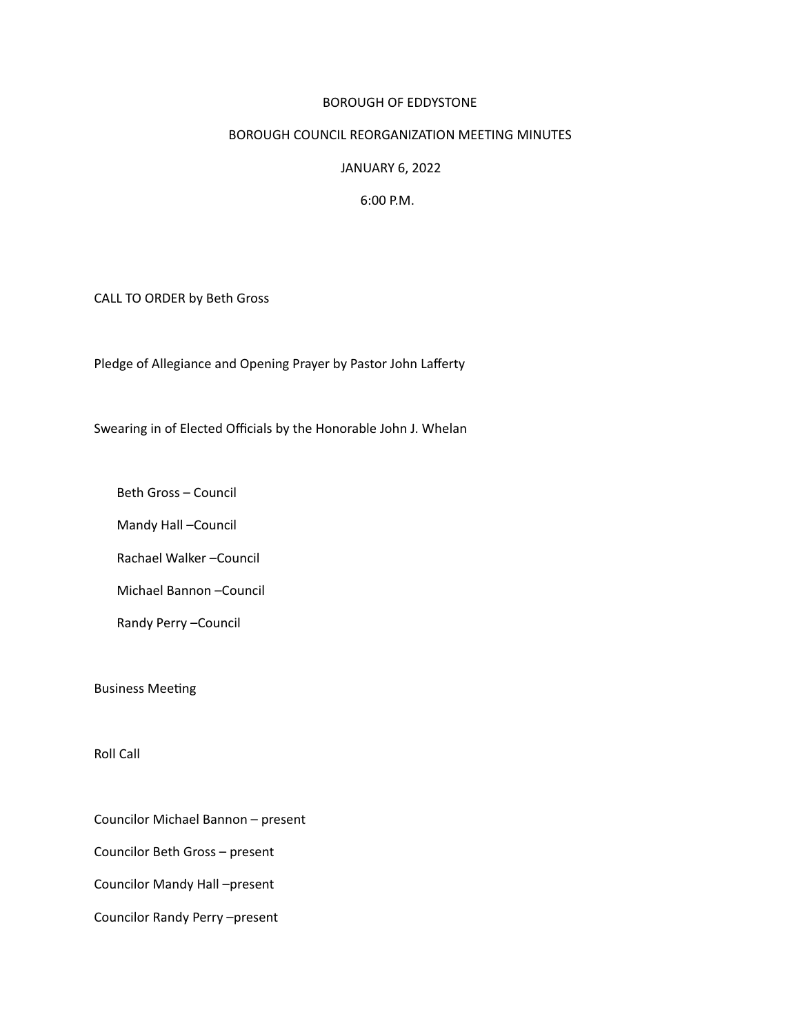# BOROUGH OF EDDYSTONE

## BOROUGH COUNCIL REORGANIZATION MEETING MINUTES

JANUARY 6, 2022

6:00 P.M.

CALL TO ORDER by Beth Gross

Pledge of Allegiance and Opening Prayer by Pastor John Lafferty

Swearing in of Elected Officials by the Honorable John J. Whelan

Beth Gross – Council

Mandy Hall –Council

Rachael Walker –Council

Michael Bannon –Council

Randy Perry –Council

Business Meeting

Roll Call

Councilor Michael Bannon – present

Councilor Beth Gross – present

Councilor Mandy Hall –present

Councilor Randy Perry –present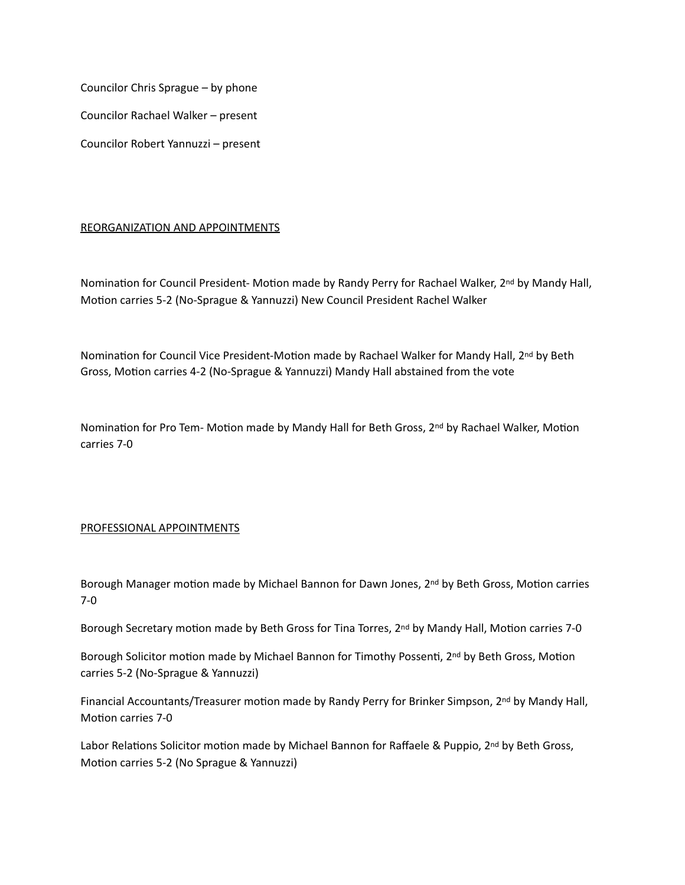Councilor Chris Sprague – by phone

Councilor Rachael Walker – present

Councilor Robert Yannuzzi – present

REORGANIZATION AND APPOINTMENTS

Nomination for Council President- Motion made by Randy Perry for Rachael Walker, 2nd by Mandy Hall, Motion carries 5-2 (No-Sprague & Yannuzzi) New Council President Rachel Walker

Nomination for Council Vice President-Motion made by Rachael Walker for Mandy Hall, 2nd by Beth Gross, Motion carries 4-2 (No-Sprague & Yannuzzi) Mandy Hall abstained from the vote

Nomination for Pro Tem- Motion made by Mandy Hall for Beth Gross, 2nd by Rachael Walker, Motion carries 7-0

PROFESSIONAL APPOINTMENTS

Borough Manager motion made by Michael Bannon for Dawn Jones, 2nd by Beth Gross, Motion carries 7-0

Borough Secretary motion made by Beth Gross for Tina Torres, 2nd by Mandy Hall, Motion carries 7-0

Borough Solicitor motion made by Michael Bannon for Timothy Possenti, 2nd by Beth Gross, Motion carries 5-2 (No-Sprague & Yannuzzi)

Financial Accountants/Treasurer motion made by Randy Perry for Brinker Simpson, 2nd by Mandy Hall, Motion carries 7-0

Labor Relations Solicitor motion made by Michael Bannon for Raffaele & Puppio, 2nd by Beth Gross, Motion carries 5-2 (No Sprague & Yannuzzi)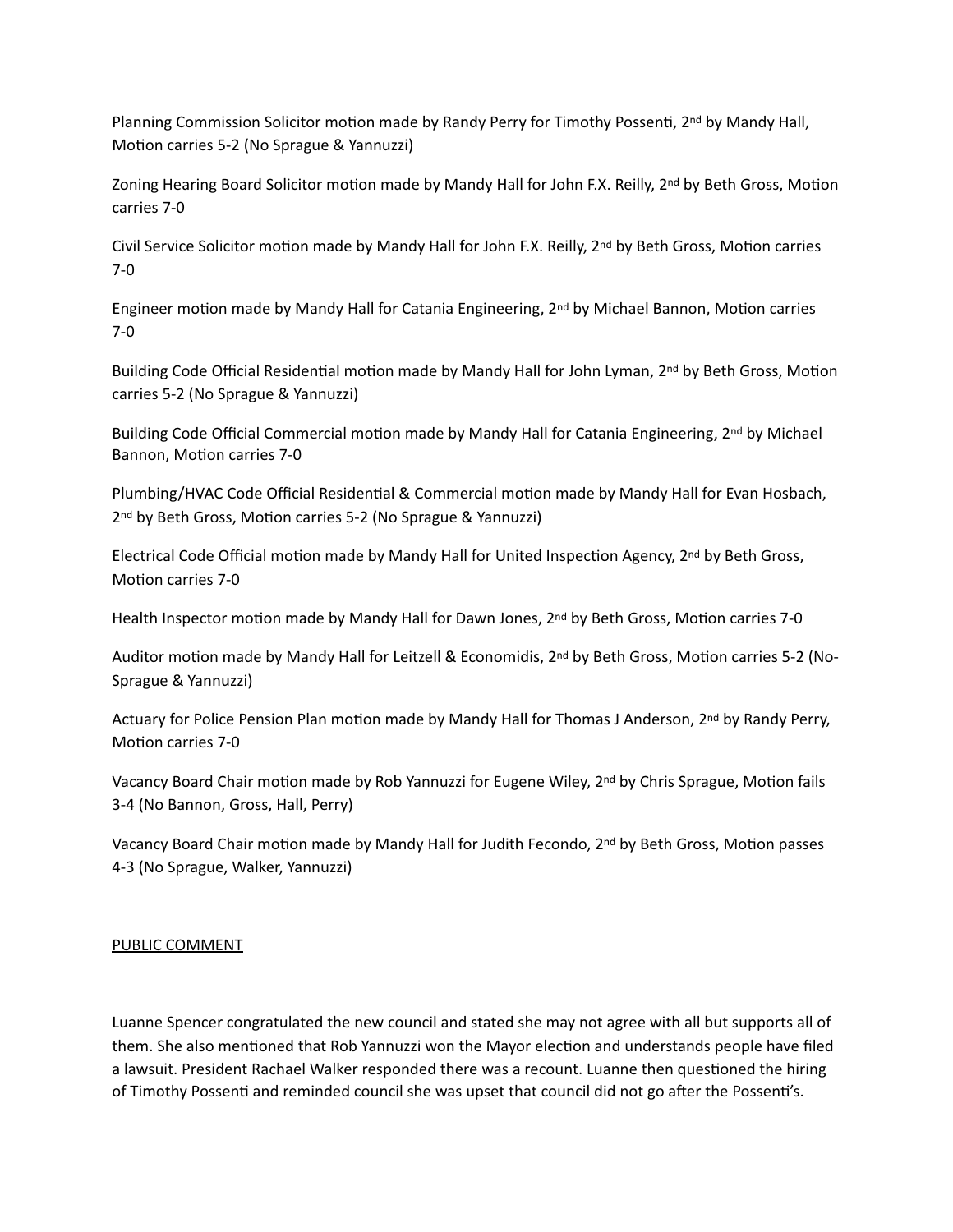Planning Commission Solicitor motion made by Randy Perry for Timothy Possenti, 2nd by Mandy Hall, Motion carries 5-2 (No Sprague & Yannuzzi)

Zoning Hearing Board Solicitor motion made by Mandy Hall for John F.X. Reilly, 2nd by Beth Gross, Motion carries 7-0

Civil Service Solicitor motion made by Mandy Hall for John F.X. Reilly, 2nd by Beth Gross, Motion carries 7-0

Engineer motion made by Mandy Hall for Catania Engineering, 2nd by Michael Bannon, Motion carries 7-0

Building Code Official Residential motion made by Mandy Hall for John Lyman, 2nd by Beth Gross, Motion carries 5-2 (No Sprague & Yannuzzi)

Building Code Official Commercial motion made by Mandy Hall for Catania Engineering, 2nd by Michael Bannon, Motion carries 7-0

Plumbing/HVAC Code Official Residential & Commercial motion made by Mandy Hall for Evan Hosbach, 2nd by Beth Gross, Motion carries 5-2 (No Sprague & Yannuzzi)

Electrical Code Official motion made by Mandy Hall for United Inspection Agency, 2nd by Beth Gross, Motion carries 7-0

Health Inspector motion made by Mandy Hall for Dawn Jones, 2nd by Beth Gross, Motion carries 7-0

Auditor motion made by Mandy Hall for Leitzell & Economidis, 2nd by Beth Gross, Motion carries 5-2 (No-Sprague & Yannuzzi)

Actuary for Police Pension Plan motion made by Mandy Hall for Thomas J Anderson, 2nd by Randy Perry, Motion carries 7-0

Vacancy Board Chair motion made by Rob Yannuzzi for Eugene Wiley, 2nd by Chris Sprague, Motion fails 3-4 (No Bannon, Gross, Hall, Perry)

Vacancy Board Chair motion made by Mandy Hall for Judith Fecondo, 2nd by Beth Gross, Motion passes 4-3 (No Sprague, Walker, Yannuzzi)

PUBLIC COMMENT

Luanne Spencer congratulated the new council and stated she may not agree with all but supports all of them. She also mentioned that Rob Yannuzzi won the Mayor election and understands people have filed a lawsuit. President Rachael Walker responded there was a recount. Luanne then questioned the hiring of Timothy Possenti and reminded council she was upset that council did not go after the Possenti's.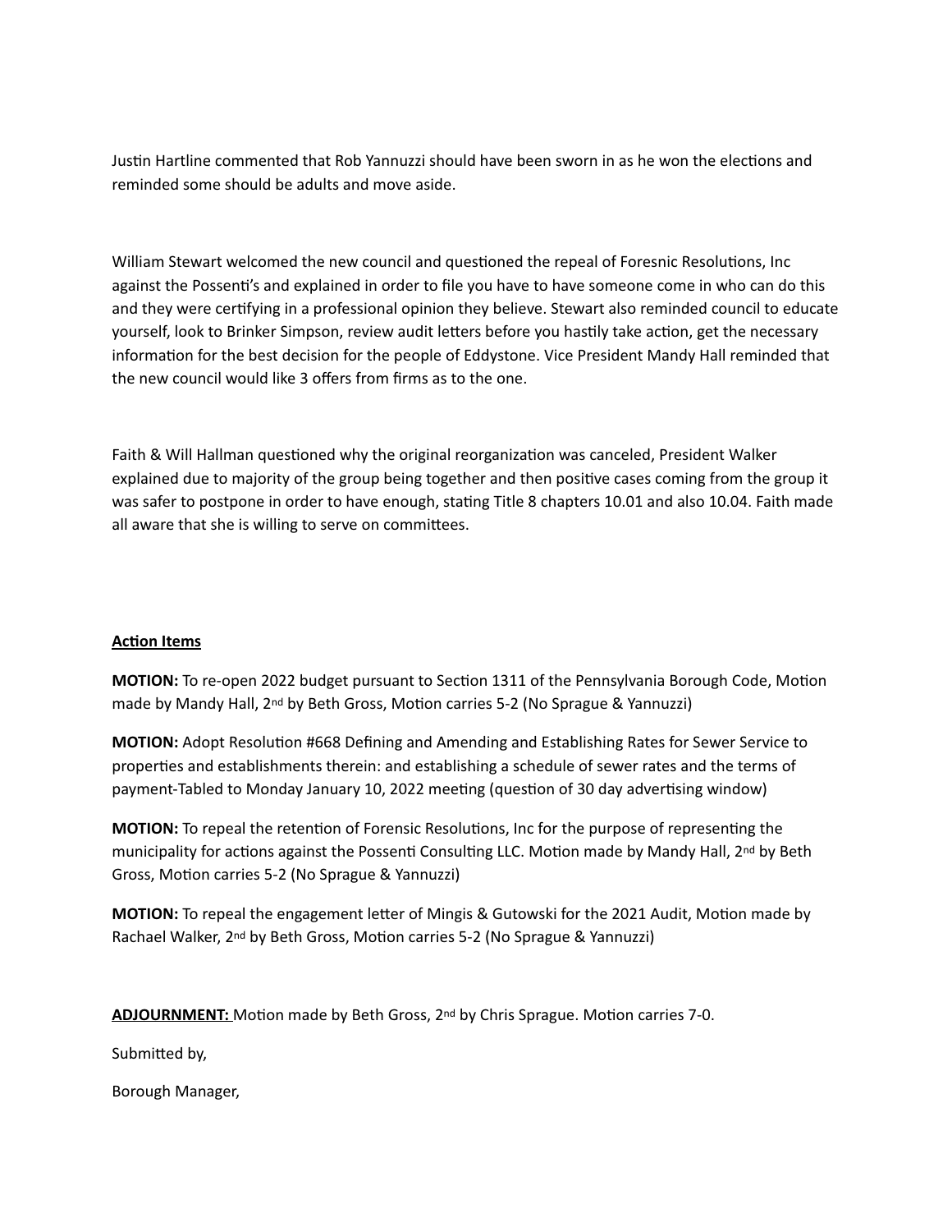Justin Hartline commented that Rob Yannuzzi should have been sworn in as he won the elections and reminded some should be adults and move aside.

William Stewart welcomed the new council and questioned the repeal of Foresnic Resolutions, Inc against the Possenti's and explained in order to file you have to have someone come in who can do this and they were certifying in a professional opinion they believe. Stewart also reminded council to educate yourself, look to Brinker Simpson, review audit letters before you hastily take action, get the necessary information for the best decision for the people of Eddystone. Vice President Mandy Hall reminded that the new council would like 3 offers from firms as to the one.

Faith & Will Hallman questioned why the original reorganization was canceled, President Walker explained due to majority of the group being together and then positive cases coming from the group it was safer to postpone in order to have enough, stating Title 8 chapters 10.01 and also 10.04. Faith made all aware that she is willing to serve on committees.

**Action Items**

**MOTION:** To re-open 2022 budget pursuant to Section 1311 of the Pennsylvania Borough Code, Motion made by Mandy Hall, 2nd by Beth Gross, Motion carries 5-2 (No Sprague & Yannuzzi)

**MOTION:** Adopt Resolution #668 Defining and Amending and Establishing Rates for Sewer Service to properties and establishments therein: and establishing a schedule of sewer rates and the terms of payment-Tabled to Monday January 10, 2022 meeting (question of 30 day advertising window)

**MOTION:** To repeal the retention of Forensic Resolutions, Inc for the purpose of representing the municipality for actions against the Possenti Consulting LLC. Motion made by Mandy Hall, 2nd by Beth Gross, Motion carries 5-2 (No Sprague & Yannuzzi)

**MOTION:** To repeal the engagement letter of Mingis & Gutowski for the 2021 Audit, Motion made by Rachael Walker, 2nd by Beth Gross, Motion carries 5-2 (No Sprague & Yannuzzi)

**ADJOURNMENT:** Motion made by Beth Gross, 2nd by Chris Sprague. Motion carries 7-0.

Submitted by,

Borough Manager,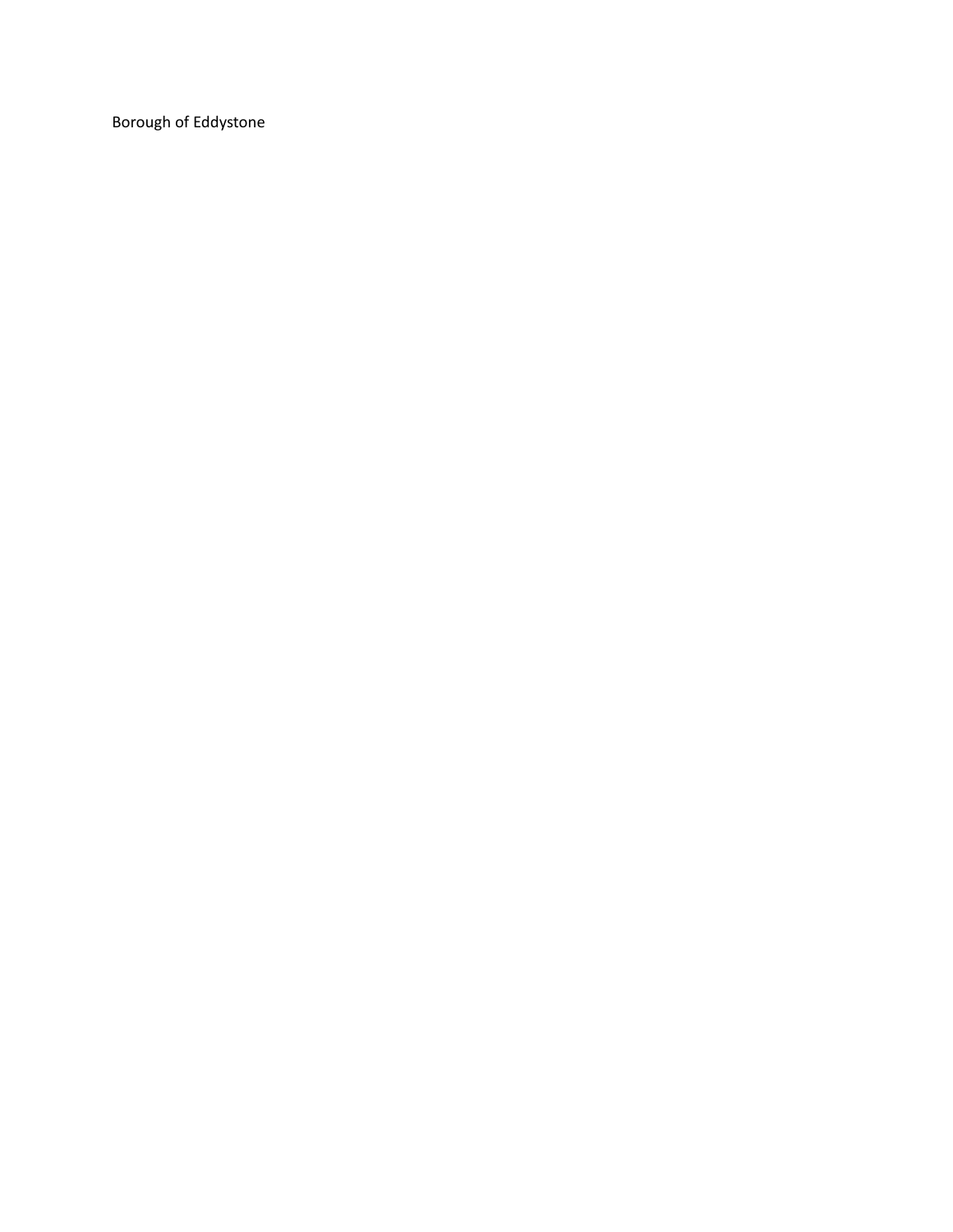Borough of Eddystone